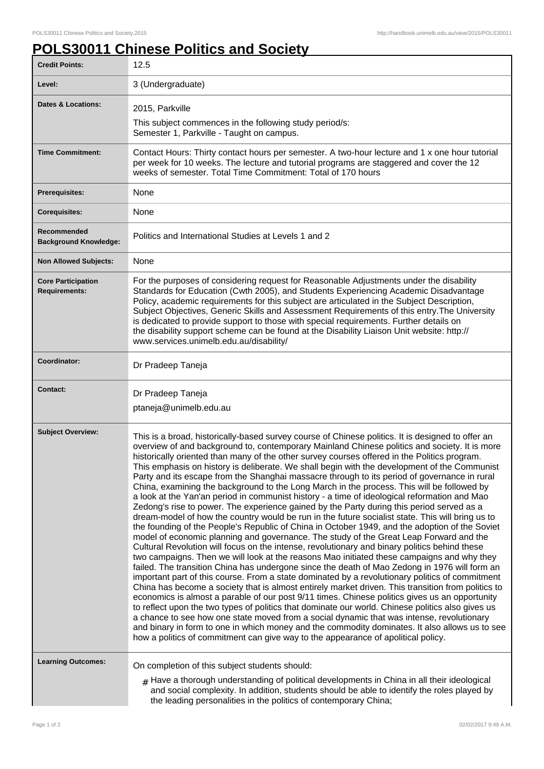# POLS30011 Chinese Politics and Society

| | |
|---|---|
| **Credit Points:** | 12.5 |
| **Level:** | 3 (Undergraduate) |
| **Dates & Locations:** | 2015, Parkville<br>This subject commences in the following study period/s:<br>Semester 1, Parkville - Taught on campus. |
| **Time Commitment:** | Contact Hours: Thirty contact hours per semester. A two-hour lecture and 1 x one hour tutorial per week for 10 weeks. The lecture and tutorial programs are staggered and cover the 12 weeks of semester. Total Time Commitment: Total of 170 hours |
| **Prerequisites:** | None |
| **Corequisites:** | None |
| **Recommended Background Knowledge:** | Politics and International Studies at Levels 1 and 2 |
| **Non Allowed Subjects:** | None |
| **Core Participation Requirements:** | For the purposes of considering request for Reasonable Adjustments under the disability Standards for Education (Cwth 2005), and Students Experiencing Academic Disadvantage Policy, academic requirements for this subject are articulated in the Subject Description, Subject Objectives, Generic Skills and Assessment Requirements of this entry.The University is dedicated to provide support to those with special requirements. Further details on the disability support scheme can be found at the Disability Liaison Unit website: http://www.services.unimelb.edu.au/disability/ |
| **Coordinator:** | Dr Pradeep Taneja |
| **Contact:** | Dr Pradeep Taneja<br>ptaneja@unimelb.edu.au |
| **Subject Overview:** | This is a broad, historically-based survey course of Chinese politics. It is designed to offer an overview of and background to, contemporary Mainland Chinese politics and society. It is more historically oriented than many of the other survey courses offered in the Politics program. This emphasis on history is deliberate. We shall begin with the development of the Communist Party and its escape from the Shanghai massacre through to its period of governance in rural China, examining the background to the Long March in the process. This will be followed by a look at the Yan'an period in communist history - a time of ideological reformation and Mao Zedong's rise to power. The experience gained by the Party during this period served as a dream-model of how the country would be run in the future socialist state. This will bring us to the founding of the People's Republic of China in October 1949, and the adoption of the Soviet model of economic planning and governance. The study of the Great Leap Forward and the Cultural Revolution will focus on the intense, revolutionary and binary politics behind these two campaigns. Then we will look at the reasons Mao initiated these campaigns and why they failed. The transition China has undergone since the death of Mao Zedong in 1976 will form an important part of this course. From a state dominated by a revolutionary politics of commitment China has become a society that is almost entirely market driven. This transition from politics to economics is almost a parable of our post 9/11 times. Chinese politics gives us an opportunity to reflect upon the two types of politics that dominate our world. Chinese politics also gives us a chance to see how one state moved from a social dynamic that was intense, revolutionary and binary in form to one in which money and the commodity dominates. It also allows us to see how a politics of commitment can give way to the appearance of apolitical policy. |
| **Learning Outcomes:** | On completion of this subject students should:<br># Have a thorough understanding of political developments in China in all their ideological and social complexity. In addition, students should be able to identify the roles played by the leading personalities in the politics of contemporary China; |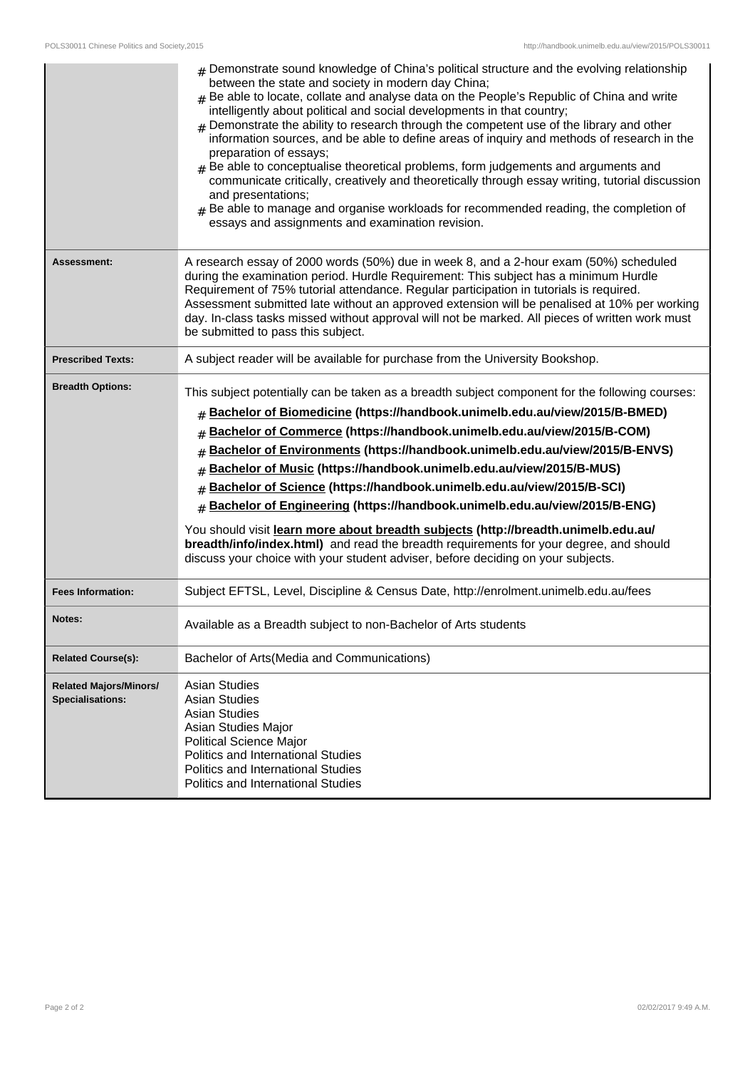| | |
|---|---|
| | # Demonstrate sound knowledge of China's political structure and the evolving relationship between the state and society in modern day China;<br># Be able to locate, collate and analyse data on the People's Republic of China and write intelligently about political and social developments in that country;<br># Demonstrate the ability to research through the competent use of the library and other information sources, and be able to define areas of inquiry and methods of research in the preparation of essays;<br># Be able to conceptualise theoretical problems, form judgements and arguments and communicate critically, creatively and theoretically through essay writing, tutorial discussion and presentations;<br># Be able to manage and organise workloads for recommended reading, the completion of essays and assignments and examination revision. |
| **Assessment:** | A research essay of 2000 words (50%) due in week 8, and a 2-hour exam (50%) scheduled during the examination period. Hurdle Requirement: This subject has a minimum Hurdle Requirement of 75% tutorial attendance. Regular participation in tutorials is required. Assessment submitted late without an approved extension will be penalised at 10% per working day. In-class tasks missed without approval will not be marked. All pieces of written work must be submitted to pass this subject. |
| **Prescribed Texts:** | A subject reader will be available for purchase from the University Bookshop. |
| **Breadth Options:** | This subject potentially can be taken as a breadth subject component for the following courses:<br># **Bachelor of Biomedicine (https://handbook.unimelb.edu.au/view/2015/B-BMED)**<br># **Bachelor of Commerce (https://handbook.unimelb.edu.au/view/2015/B-COM)**<br># **Bachelor of Environments (https://handbook.unimelb.edu.au/view/2015/B-ENVS)**<br># **Bachelor of Music (https://handbook.unimelb.edu.au/view/2015/B-MUS)**<br># **Bachelor of Science (https://handbook.unimelb.edu.au/view/2015/B-SCI)**<br># **Bachelor of Engineering (https://handbook.unimelb.edu.au/view/2015/B-ENG)**<br>You should visit **learn more about breadth subjects (http://breadth.unimelb.edu.au/breadth/info/index.html)** and read the breadth requirements for your degree, and should discuss your choice with your student adviser, before deciding on your subjects. |
| **Fees Information:** | Subject EFTSL, Level, Discipline & Census Date, http://enrolment.unimelb.edu.au/fees |
| **Notes:** | Available as a Breadth subject to non-Bachelor of Arts students |
| **Related Course(s):** | Bachelor of Arts(Media and Communications) |
| **Related Majors/Minors/ Specialisations:** | Asian Studies<br>Asian Studies<br>Asian Studies<br>Asian Studies Major<br>Political Science Major<br>Politics and International Studies<br>Politics and International Studies<br>Politics and International Studies |